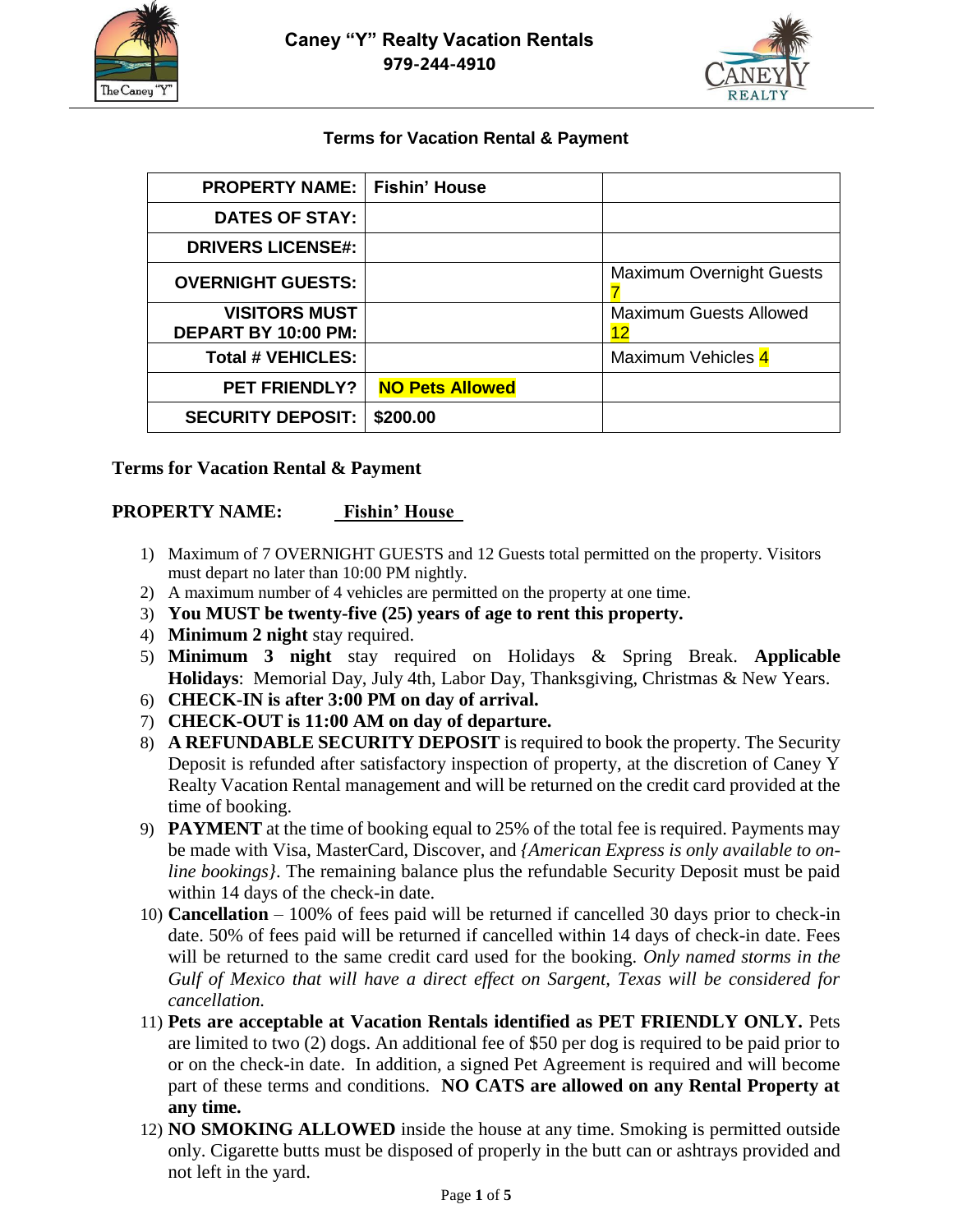# Caney "Y" Realty Vacation Rentals

**979-244-4910**

**Terms for Vacation Rental & Payment**

| PROPERTY NAME: | Fishin' House | |
|---|---|---|
| DATES OF STAY: | | |
| DRIVERS LICENSE#: | | |
| OVERNIGHT GUESTS: | | Maximum Overnight Guests 7 |
| VISITORS MUST DEPART BY 10:00 PM: | | Maximum Guests Allowed 12 |
| Total # VEHICLES: | | Maximum Vehicles 4 |
| PET FRIENDLY? | **NO Pets Allowed** | |
| SECURITY DEPOSIT: | $200.00 | |

**Terms for Vacation Rental & Payment**

**PROPERTY NAME:** **Fishin' House**

1) Maximum of 7 OVERNIGHT GUESTS and 12 Guests total permitted on the property. Visitors must depart no later than 10:00 PM nightly.
2) A maximum number of 4 vehicles are permitted on the property at one time.
3) **You MUST be twenty-five (25) years of age to rent this property.**
4) **Minimum 2 night** stay required.
5) **Minimum 3 night** stay required on Holidays & Spring Break. **Applicable Holidays**: Memorial Day, July 4th, Labor Day, Thanksgiving, Christmas & New Years.
6) **CHECK-IN is after 3:00 PM on day of arrival.**
7) **CHECK-OUT is 11:00 AM on day of departure.**
8) **A REFUNDABLE SECURITY DEPOSIT** is required to book the property. The Security Deposit is refunded after satisfactory inspection of property, at the discretion of Caney Y Realty Vacation Rental management and will be returned on the credit card provided at the time of booking.
9) **PAYMENT** at the time of booking equal to 25% of the total fee is required. Payments may be made with Visa, MasterCard, Discover, and *{American Express is only available to on-line bookings}*. The remaining balance plus the refundable Security Deposit must be paid within 14 days of the check-in date.
10) **Cancellation** – 100% of fees paid will be returned if cancelled 30 days prior to check-in date. 50% of fees paid will be returned if cancelled within 14 days of check-in date. Fees will be returned to the same credit card used for the booking. *Only named storms in the Gulf of Mexico that will have a direct effect on Sargent, Texas will be considered for cancellation.*
11) **Pets are acceptable at Vacation Rentals identified as PET FRIENDLY ONLY.** Pets are limited to two (2) dogs. An additional fee of $50 per dog is required to be paid prior to or on the check-in date. In addition, a signed Pet Agreement is required and will become part of these terms and conditions. **NO CATS are allowed on any Rental Property at any time.**
12) **NO SMOKING ALLOWED** inside the house at any time. Smoking is permitted outside only. Cigarette butts must be disposed of properly in the butt can or ashtrays provided and not left in the yard.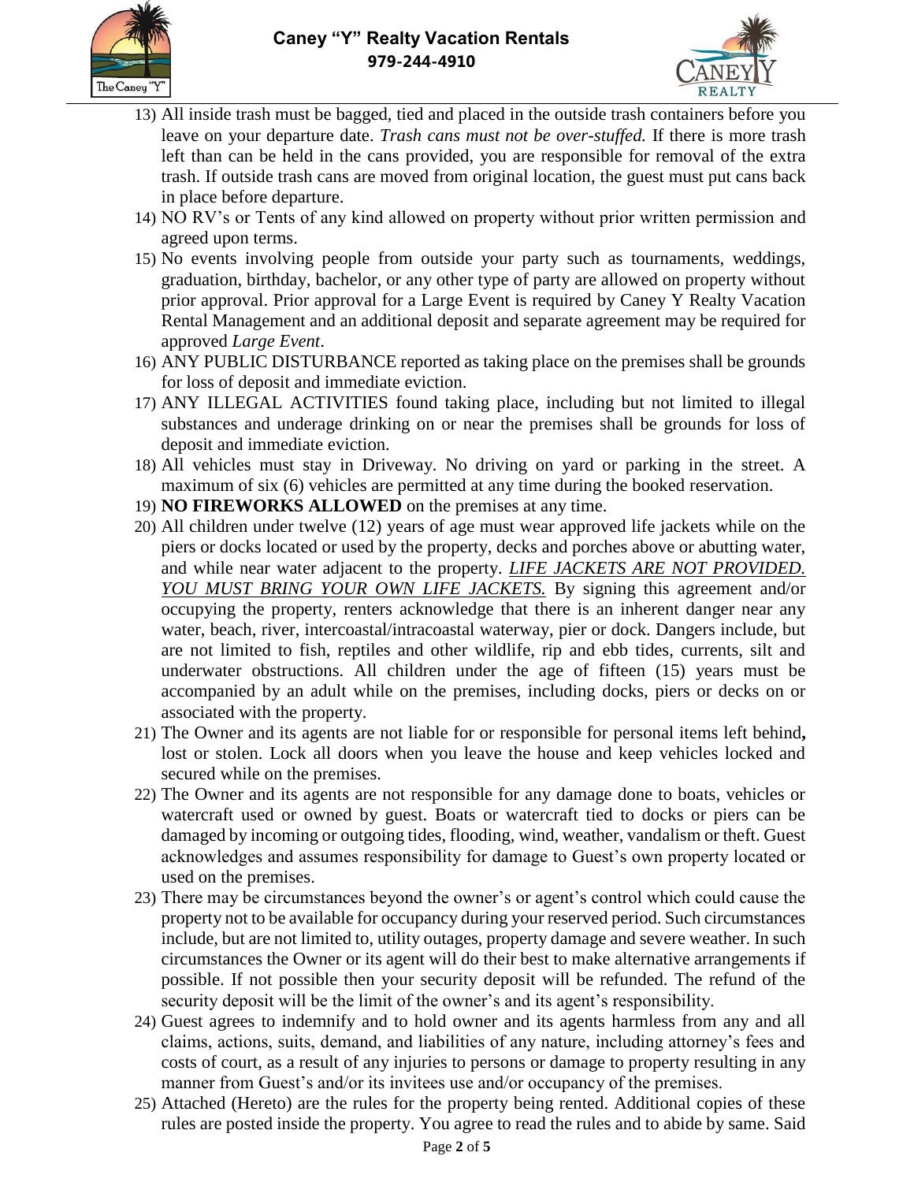13) All inside trash must be bagged, tied and placed in the outside trash containers before you leave on your departure date. *Trash cans must not be over-stuffed.* If there is more trash left than can be held in the cans provided, you are responsible for removal of the extra trash. If outside trash cans are moved from original location, the guest must put cans back in place before departure.
14) NO RV's or Tents of any kind allowed on property without prior written permission and agreed upon terms.
15) No events involving people from outside your party such as tournaments, weddings, graduation, birthday, bachelor, or any other type of party are allowed on property without prior approval. Prior approval for a Large Event is required by Caney Y Realty Vacation Rental Management and an additional deposit and separate agreement may be required for approved *Large Event*.
16) ANY PUBLIC DISTURBANCE reported as taking place on the premises shall be grounds for loss of deposit and immediate eviction.
17) ANY ILLEGAL ACTIVITIES found taking place, including but not limited to illegal substances and underage drinking on or near the premises shall be grounds for loss of deposit and immediate eviction.
18) All vehicles must stay in Driveway. No driving on yard or parking in the street. A maximum of six (6) vehicles are permitted at any time during the booked reservation.
19) **NO FIREWORKS ALLOWED** on the premises at any time.
20) All children under twelve (12) years of age must wear approved life jackets while on the piers or docks located or used by the property, decks and porches above or abutting water, and while near water adjacent to the property. *LIFE JACKETS ARE NOT PROVIDED. YOU MUST BRING YOUR OWN LIFE JACKETS.* By signing this agreement and/or occupying the property, renters acknowledge that there is an inherent danger near any water, beach, river, intercoastal/intracoastal waterway, pier or dock. Dangers include, but are not limited to fish, reptiles and other wildlife, rip and ebb tides, currents, silt and underwater obstructions. All children under the age of fifteen (15) years must be accompanied by an adult while on the premises, including docks, piers or decks on or associated with the property.
21) The Owner and its agents are not liable for or responsible for personal items left behind**,** lost or stolen. Lock all doors when you leave the house and keep vehicles locked and secured while on the premises.
22) The Owner and its agents are not responsible for any damage done to boats, vehicles or watercraft used or owned by guest. Boats or watercraft tied to docks or piers can be damaged by incoming or outgoing tides, flooding, wind, weather, vandalism or theft. Guest acknowledges and assumes responsibility for damage to Guest's own property located or used on the premises.
23) There may be circumstances beyond the owner's or agent's control which could cause the property not to be available for occupancy during your reserved period. Such circumstances include, but are not limited to, utility outages, property damage and severe weather. In such circumstances the Owner or its agent will do their best to make alternative arrangements if possible. If not possible then your security deposit will be refunded. The refund of the security deposit will be the limit of the owner's and its agent's responsibility.
24) Guest agrees to indemnify and to hold owner and its agents harmless from any and all claims, actions, suits, demand, and liabilities of any nature, including attorney's fees and costs of court, as a result of any injuries to persons or damage to property resulting in any manner from Guest's and/or its invitees use and/or occupancy of the premises.
25) Attached (Hereto) are the rules for the property being rented. Additional copies of these rules are posted inside the property. You agree to read the rules and to abide by same. Said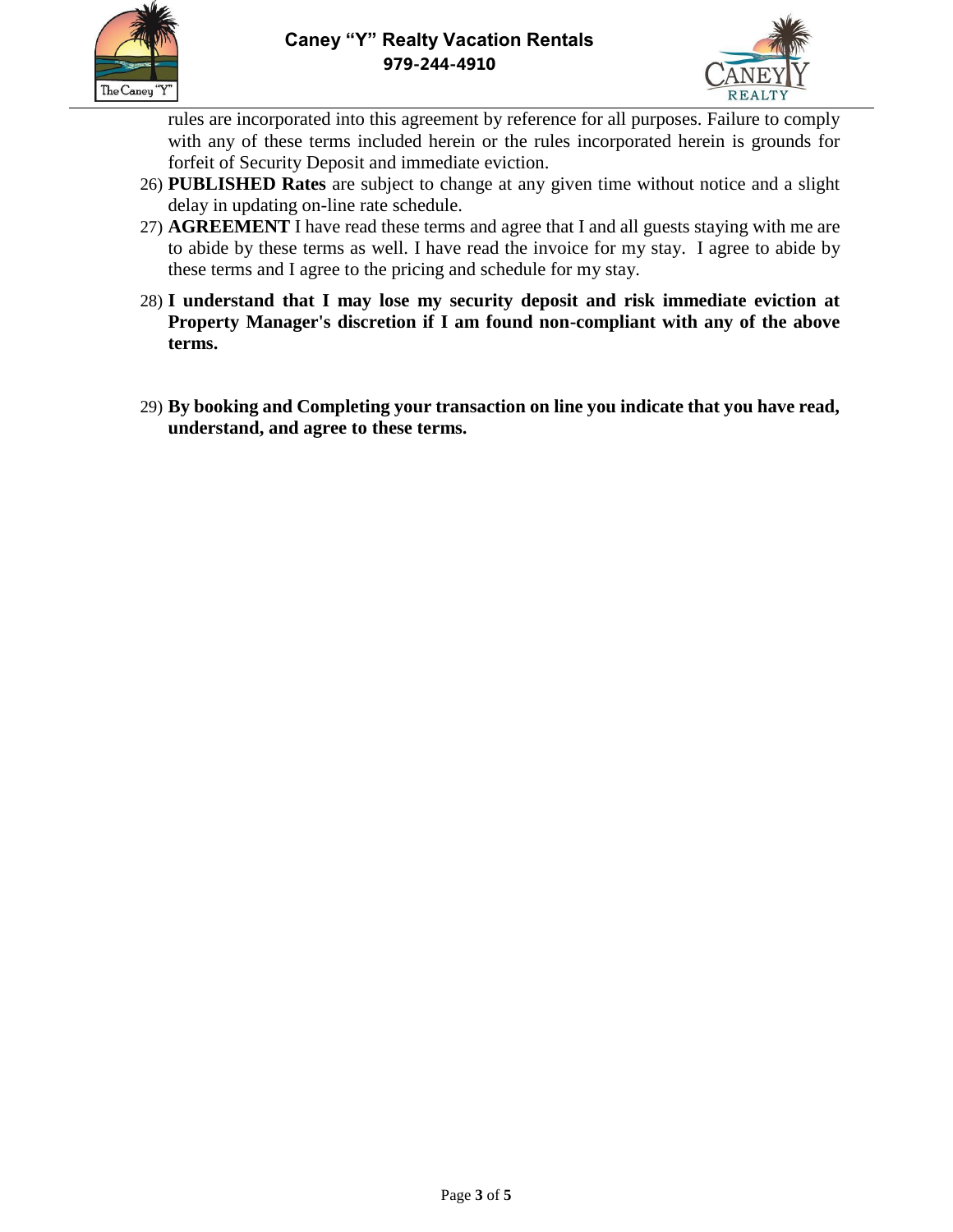rules are incorporated into this agreement by reference for all purposes. Failure to comply with any of these terms included herein or the rules incorporated herein is grounds for forfeit of Security Deposit and immediate eviction.

26) **PUBLISHED Rates** are subject to change at any given time without notice and a slight delay in updating on-line rate schedule.
27) **AGREEMENT** I have read these terms and agree that I and all guests staying with me are to abide by these terms as well. I have read the invoice for my stay. I agree to abide by these terms and I agree to the pricing and schedule for my stay.
28) **I understand that I may lose my security deposit and risk immediate eviction at Property Manager's discretion if I am found non-compliant with any of the above terms.**
29) **By booking and Completing your transaction on line you indicate that you have read, understand, and agree to these terms.**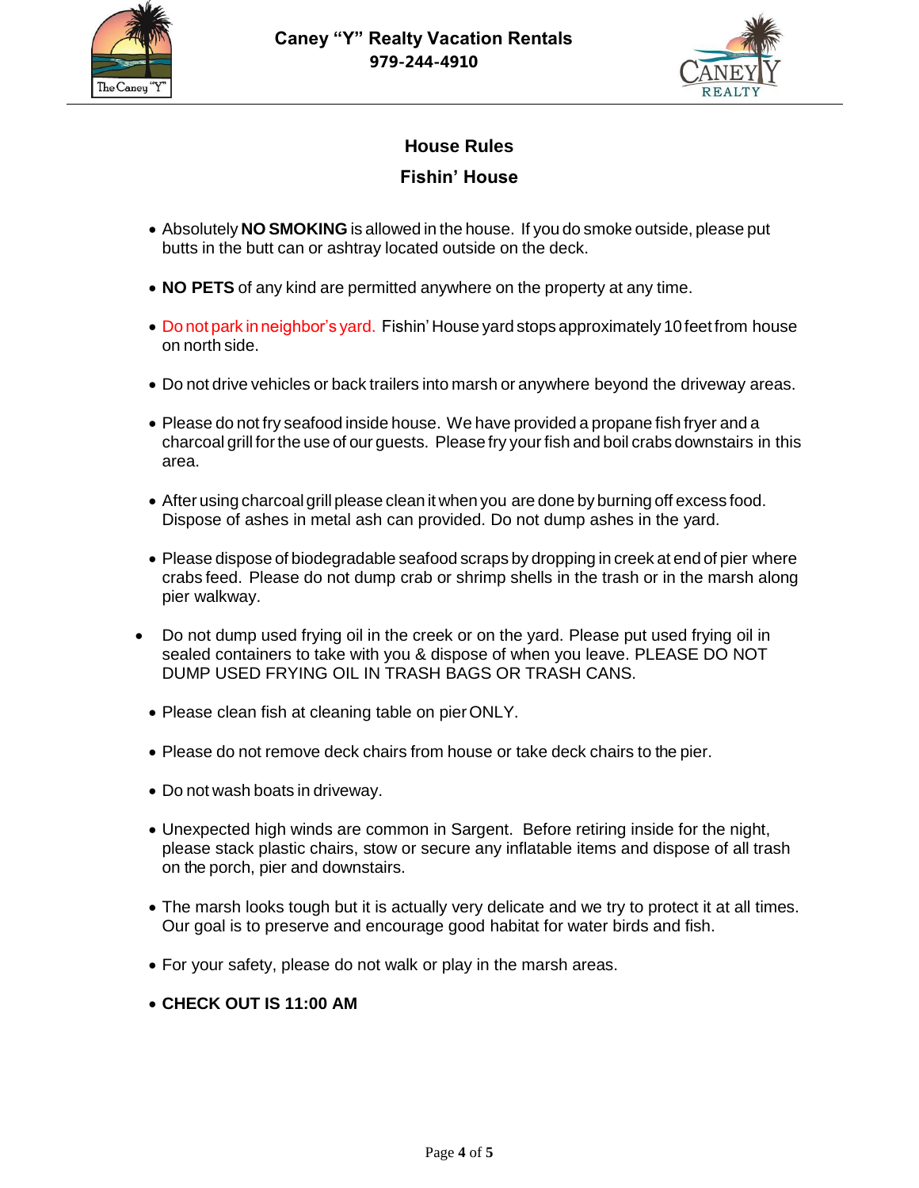# Caney "Y" Realty Vacation Rentals

**979-244-4910**

## House Rules

## Fishin' House

- Absolutely **NO SMOKING** is allowed in the house. If you do smoke outside, please put butts in the butt can or ashtray located outside on the deck.
- **NO PETS** of any kind are permitted anywhere on the property at any time.
- Do not park in neighbor's yard. Fishin' House yard stops approximately 10 feet from house on north side.
- Do not drive vehicles or back trailers into marsh or anywhere beyond the driveway areas.
- Please do not fry seafood inside house. We have provided a propane fish fryer and a charcoal grill for the use of our guests. Please fry your fish and boil crabs downstairs in this area.
- After using charcoal grill please clean it when you are done by burning off excess food. Dispose of ashes in metal ash can provided. Do not dump ashes in the yard.
- Please dispose of biodegradable seafood scraps by dropping in creek at end of pier where crabs feed. Please do not dump crab or shrimp shells in the trash or in the marsh along pier walkway.
- Do not dump used frying oil in the creek or on the yard. Please put used frying oil in sealed containers to take with you & dispose of when you leave. PLEASE DO NOT DUMP USED FRYING OIL IN TRASH BAGS OR TRASH CANS.
- Please clean fish at cleaning table on pier ONLY.
- Please do not remove deck chairs from house or take deck chairs to the pier.
- Do not wash boats in driveway.
- Unexpected high winds are common in Sargent. Before retiring inside for the night, please stack plastic chairs, stow or secure any inflatable items and dispose of all trash on the porch, pier and downstairs.
- The marsh looks tough but it is actually very delicate and we try to protect it at all times. Our goal is to preserve and encourage good habitat for water birds and fish.
- For your safety, please do not walk or play in the marsh areas.
- **CHECK OUT IS 11:00 AM**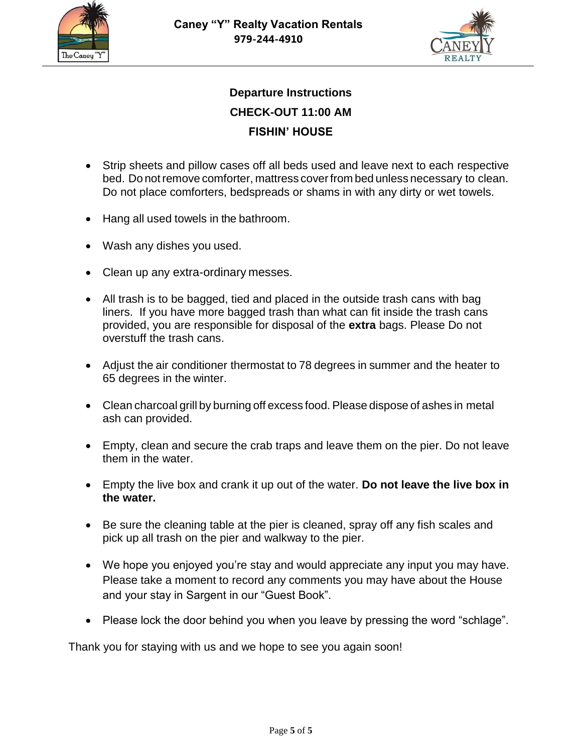Caney "Y" Realty Vacation Rentals
979-244-4910

## Departure Instructions

## CHECK-OUT 11:00 AM

## FISHIN' HOUSE

- Strip sheets and pillow cases off all beds used and leave next to each respective bed. Do not remove comforter, mattress cover from bed unless necessary to clean. Do not place comforters, bedspreads or shams in with any dirty or wet towels.

- Hang all used towels in the bathroom.

- Wash any dishes you used.

- Clean up any extra-ordinary messes.

- All trash is to be bagged, tied and placed in the outside trash cans with bag liners. If you have more bagged trash than what can fit inside the trash cans provided, you are responsible for disposal of the **extra** bags. Please Do not overstuff the trash cans.

- Adjust the air conditioner thermostat to 78 degrees in summer and the heater to 65 degrees in the winter.

- Clean charcoal grill by burning off excess food. Please dispose of ashes in metal ash can provided.

- Empty, clean and secure the crab traps and leave them on the pier. Do not leave them in the water.

- Empty the live box and crank it up out of the water. **Do not leave the live box in the water.**

- Be sure the cleaning table at the pier is cleaned, spray off any fish scales and pick up all trash on the pier and walkway to the pier.

- We hope you enjoyed you're stay and would appreciate any input you may have. Please take a moment to record any comments you may have about the House and your stay in Sargent in our "Guest Book".

- Please lock the door behind you when you leave by pressing the word "schlage".

Thank you for staying with us and we hope to see you again soon!